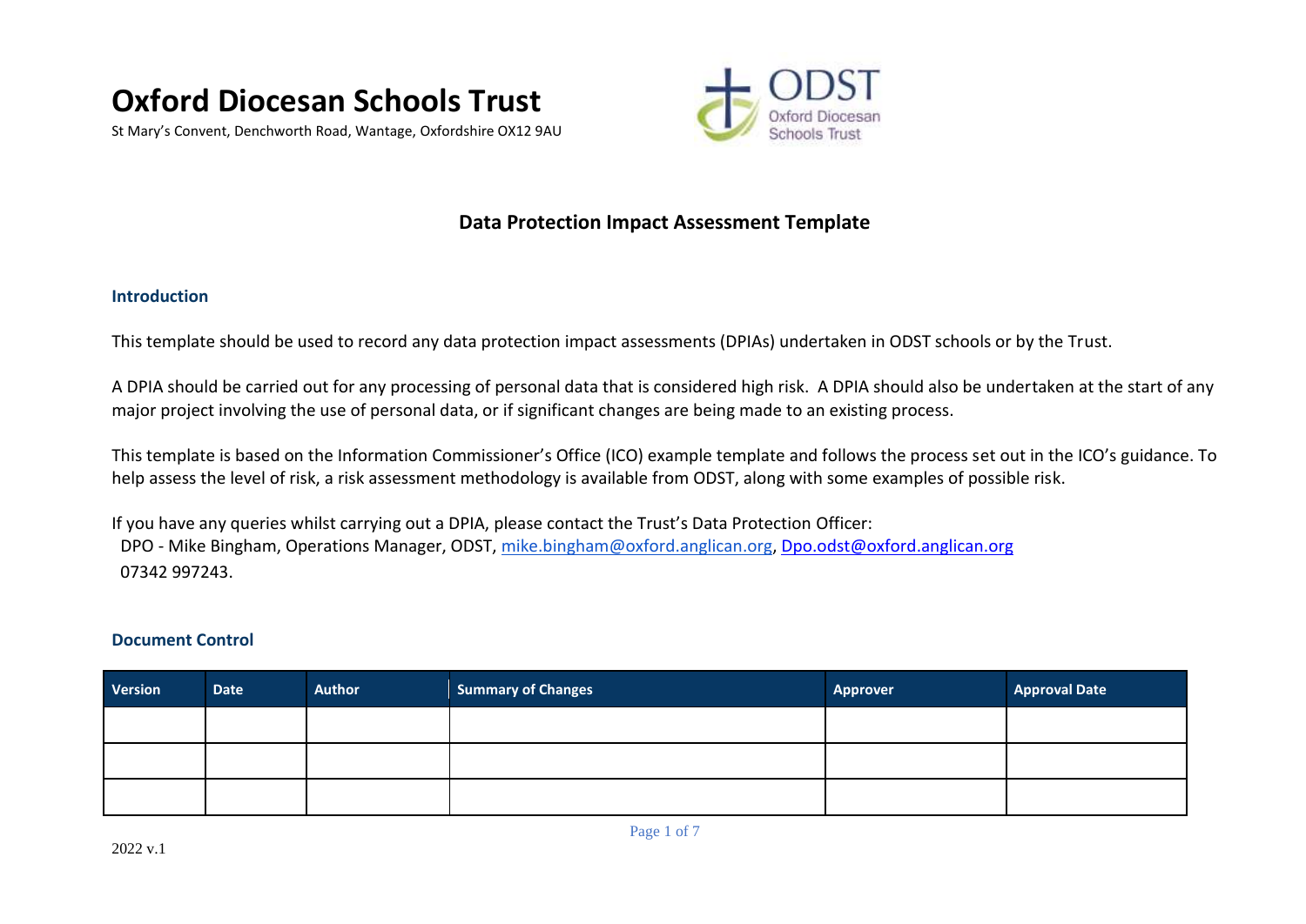# Oxford Diocesan Schools Trust

St Mary's Convent, Denchworth Road, Wantage, Oxfordshire OX12 9AU

## Data Protection Impact Assessment Template

### Introduction

This template should be used to record any data protection impact assessments (DPIAs) undertaken in ODST schools or by the Trust.

A DPIA should be carried out for any processing of personal data that is considered high risk. A DPIA should also be undertaken at the start of any major project involving the use of personal data, or if significant changes are being made to an existing process.

This template is based on the Information Commissioner's Office (ICO) example template and follows the process set out in the ICO's guidance. To help assess the level of risk, a risk assessment methodology is available from ODST, along with some examples of possible risk.

If you have any queries whilst carrying out a DPIA, please contact the Trust's Data Protection Officer:
DPO - Mike Bingham, Operations Manager, ODST, mike.bingham@oxford.anglican.org, Dpo.odst@oxford.anglican.org
07342 997243.

### Document Control

| Version | Date | Author | Summary of Changes | Approver | Approval Date |
|---|---|---|---|---|---|
| | | | | | |
| | | | | | |
| | | | | | |

2022 v.1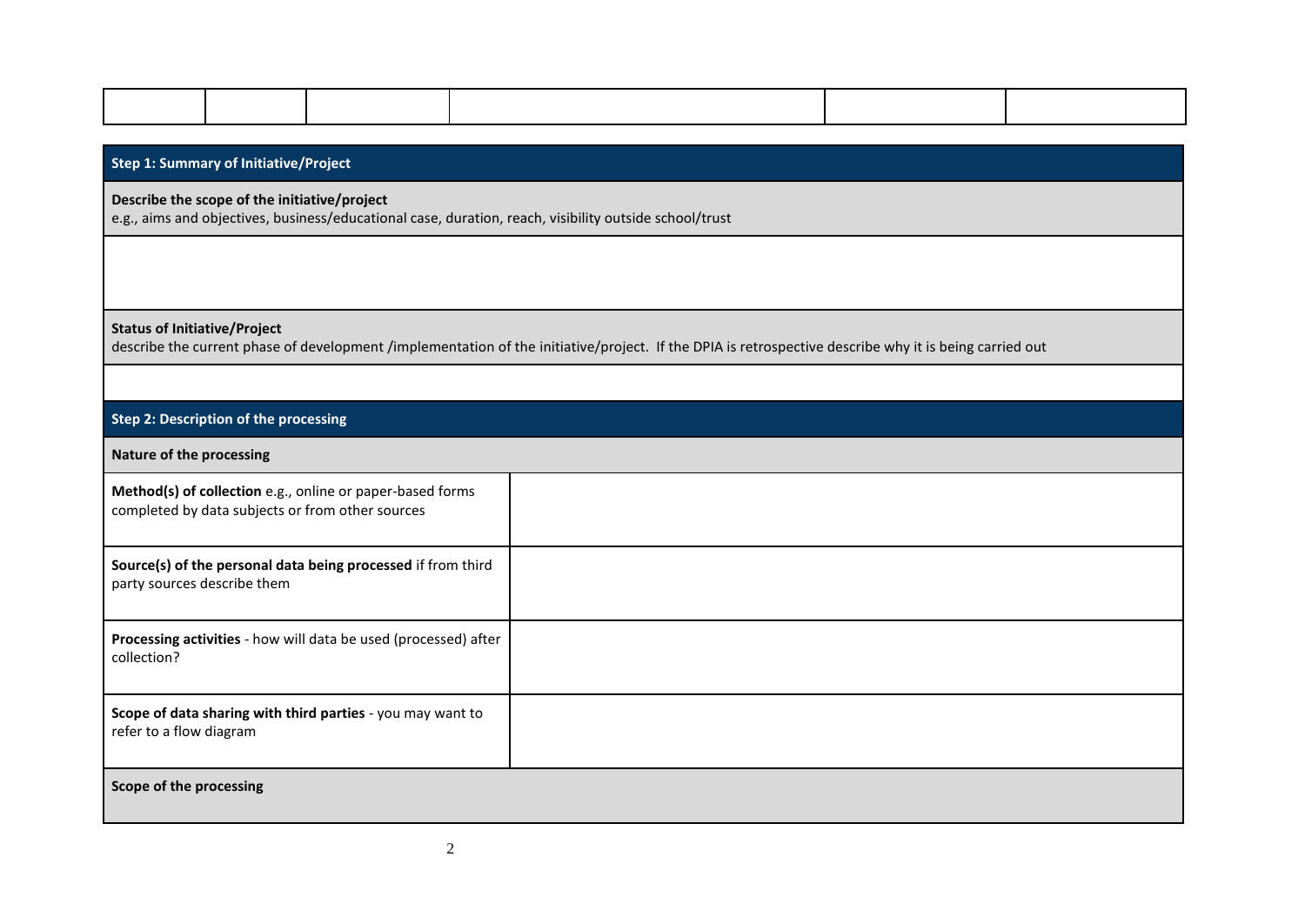| | | | | | |
|---|---|---|---|---|---|
| | | | | | |

| **Step 1: Summary of Initiative/Project** |
|---|
| **Describe the scope of the initiative/project**<br>e.g., aims and objectives, business/educational case, duration, reach, visibility outside school/trust |
| |
| **Status of Initiative/Project**<br>describe the current phase of development /implementation of the initiative/project. If the DPIA is retrospective describe why it is being carried out |
| |

| **Step 2: Description of the processing** | |
|---|---|
| **Nature of the processing** | |
| **Method(s) of collection** e.g., online or paper-based forms completed by data subjects or from other sources | |
| **Source(s) of the personal data being processed** if from third party sources describe them | |
| **Processing activities** - how will data be used (processed) after collection? | |
| **Scope of data sharing with third parties** - you may want to refer to a flow diagram | |
| **Scope of the processing** | |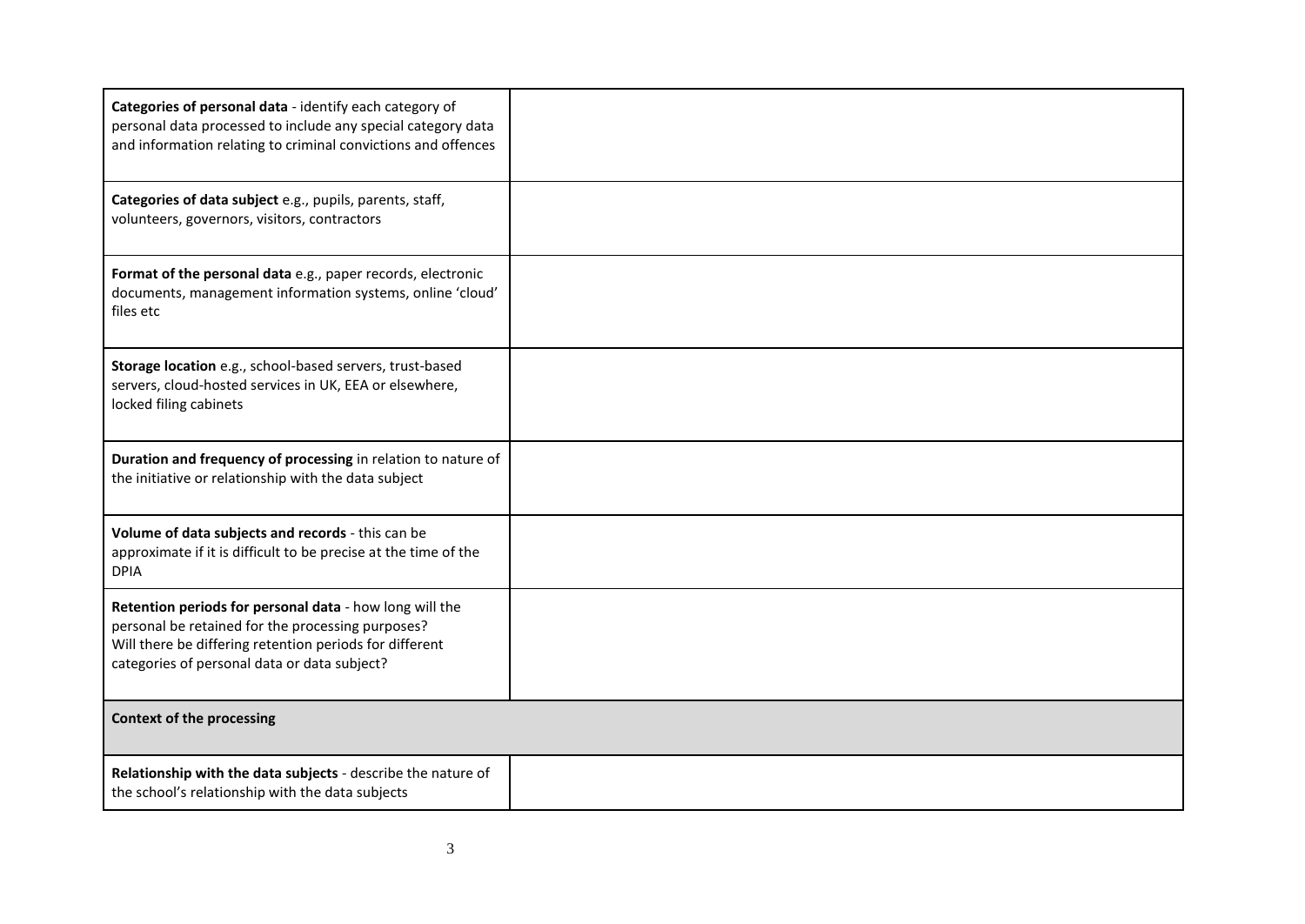| | |
|---|---|
| **Categories of personal data** - identify each category of personal data processed to include any special category data and information relating to criminal convictions and offences | |
| **Categories of data subject** e.g., pupils, parents, staff, volunteers, governors, visitors, contractors | |
| **Format of the personal data** e.g., paper records, electronic documents, management information systems, online 'cloud' files etc | |
| **Storage location** e.g., school-based servers, trust-based servers, cloud-hosted services in UK, EEA or elsewhere, locked filing cabinets | |
| **Duration and frequency of processing** in relation to nature of the initiative or relationship with the data subject | |
| **Volume of data subjects and records** - this can be approximate if it is difficult to be precise at the time of the DPIA | |
| **Retention periods for personal data** - how long will the personal be retained for the processing purposes? Will there be differing retention periods for different categories of personal data or data subject? | |
| **Context of the processing** | |
| **Relationship with the data subjects** - describe the nature of the school's relationship with the data subjects | |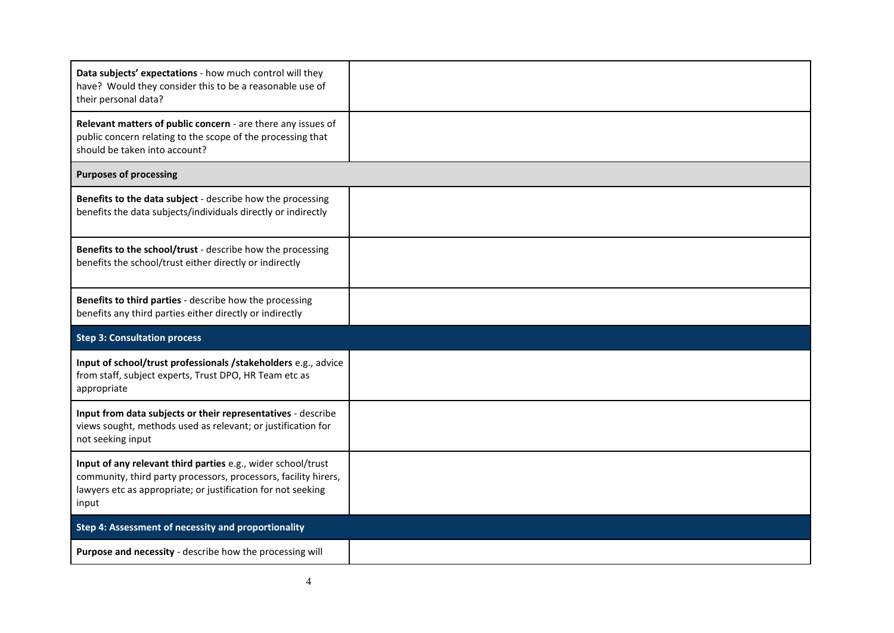| | |
|---|---|
| **Data subjects' expectations** - how much control will they have? Would they consider this to be a reasonable use of their personal data? | |
| **Relevant matters of public concern** - are there any issues of public concern relating to the scope of the processing that should be taken into account? | |
| **Purposes of processing** | |
| **Benefits to the data subject** - describe how the processing benefits the data subjects/individuals directly or indirectly | |
| **Benefits to the school/trust** - describe how the processing benefits the school/trust either directly or indirectly | |
| **Benefits to third parties** - describe how the processing benefits any third parties either directly or indirectly | |
| **Step 3: Consultation process** | |
| **Input of school/trust professionals /stakeholders** e.g., advice from staff, subject experts, Trust DPO, HR Team etc as appropriate | |
| **Input from data subjects or their representatives** - describe views sought, methods used as relevant; or justification for not seeking input | |
| **Input of any relevant third parties** e.g., wider school/trust community, third party processors, processors, facility hirers, lawyers etc as appropriate; or justification for not seeking input | |
| **Step 4: Assessment of necessity and proportionality** | |
| **Purpose and necessity** - describe how the processing will | |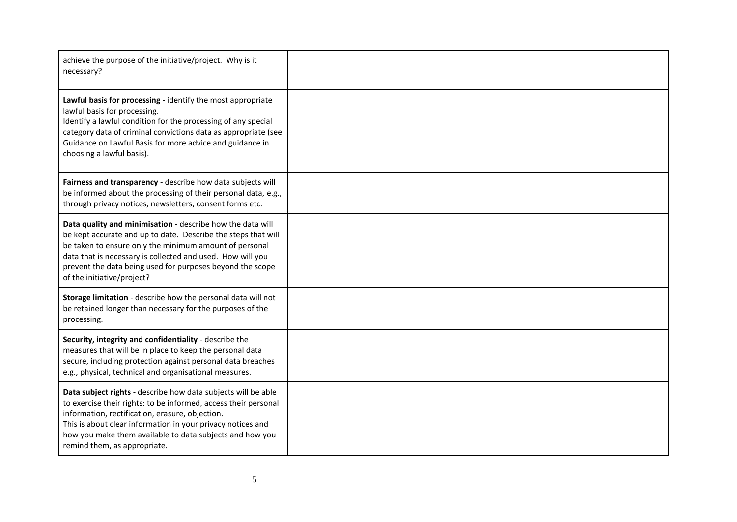| | |
|---|---|
| achieve the purpose of the initiative/project. Why is it necessary? | |
| **Lawful basis for processing** - identify the most appropriate lawful basis for processing.<br>Identify a lawful condition for the processing of any special category data of criminal convictions data as appropriate (see Guidance on Lawful Basis for more advice and guidance in choosing a lawful basis). | |
| **Fairness and transparency** - describe how data subjects will be informed about the processing of their personal data, e.g., through privacy notices, newsletters, consent forms etc. | |
| **Data quality and minimisation** - describe how the data will be kept accurate and up to date. Describe the steps that will be taken to ensure only the minimum amount of personal data that is necessary is collected and used. How will you prevent the data being used for purposes beyond the scope of the initiative/project? | |
| **Storage limitation** - describe how the personal data will not be retained longer than necessary for the purposes of the processing. | |
| **Security, integrity and confidentiality** - describe the measures that will be in place to keep the personal data secure, including protection against personal data breaches e.g., physical, technical and organisational measures. | |
| **Data subject rights** - describe how data subjects will be able to exercise their rights: to be informed, access their personal information, rectification, erasure, objection.<br>This is about clear information in your privacy notices and how you make them available to data subjects and how you remind them, as appropriate. | |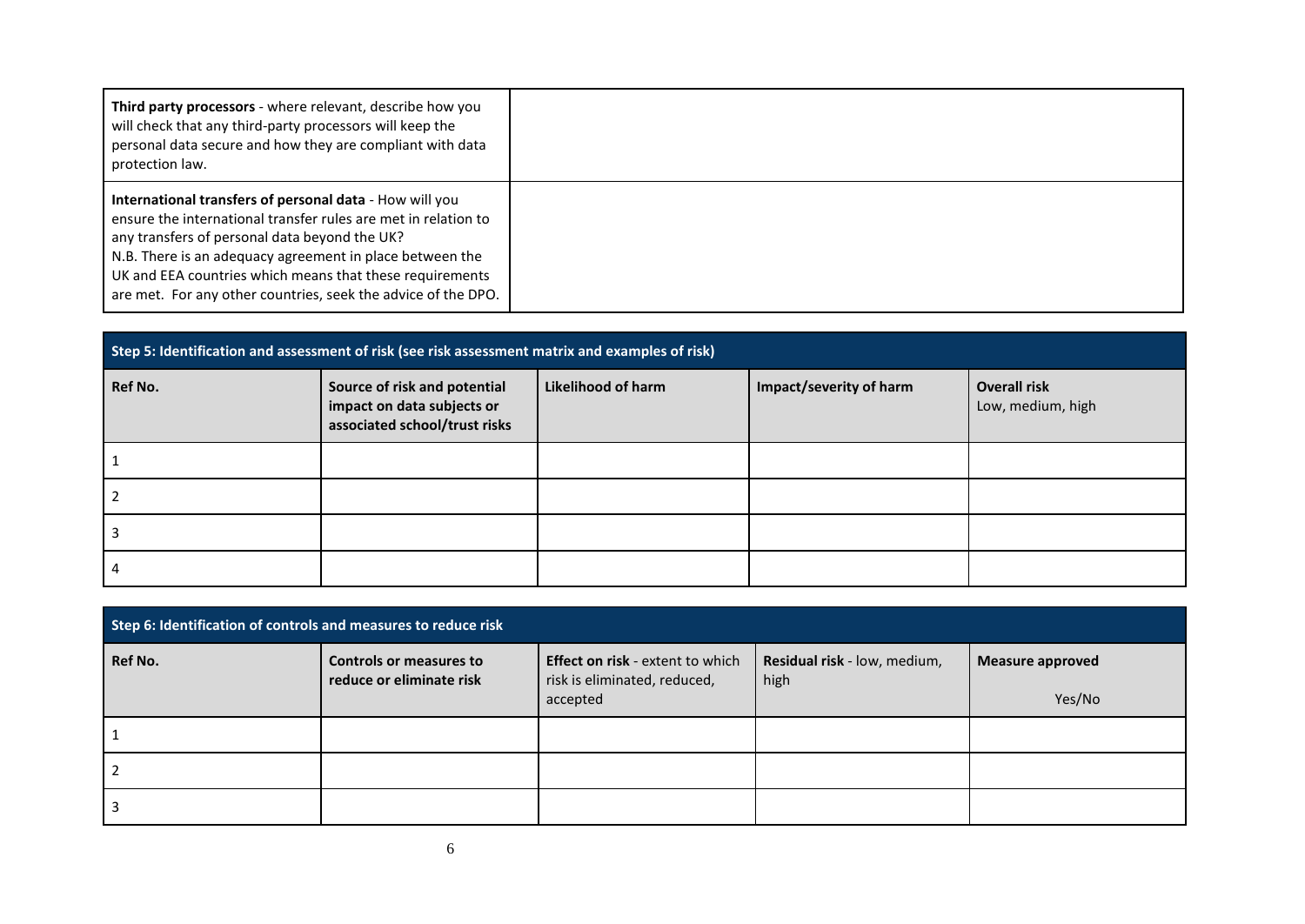| | |
|---|---|
| **Third party processors** - where relevant, describe how you will check that any third-party processors will keep the personal data secure and how they are compliant with data protection law. | |
| **International transfers of personal data** - How will you ensure the international transfer rules are met in relation to any transfers of personal data beyond the UK?<br>N.B. There is an adequacy agreement in place between the UK and EEA countries which means that these requirements are met. For any other countries, seek the advice of the DPO. | |

| **Step 5: Identification and assessment of risk (see risk assessment matrix and examples of risk)** | | | | |
|---|---|---|---|---|
| **Ref No.** | **Source of risk and potential impact on data subjects or associated school/trust risks** | **Likelihood of harm** | **Impact/severity of harm** | **Overall risk** Low, medium, high |
| 1 | | | | |
| 2 | | | | |
| 3 | | | | |
| 4 | | | | |

| **Step 6: Identification of controls and measures to reduce risk** | | | | |
|---|---|---|---|---|
| **Ref No.** | **Controls or measures to reduce or eliminate risk** | **Effect on risk** - extent to which risk is eliminated, reduced, accepted | **Residual risk** - low, medium, high | **Measure approved** Yes/No |
| 1 | | | | |
| 2 | | | | |
| 3 | | | | |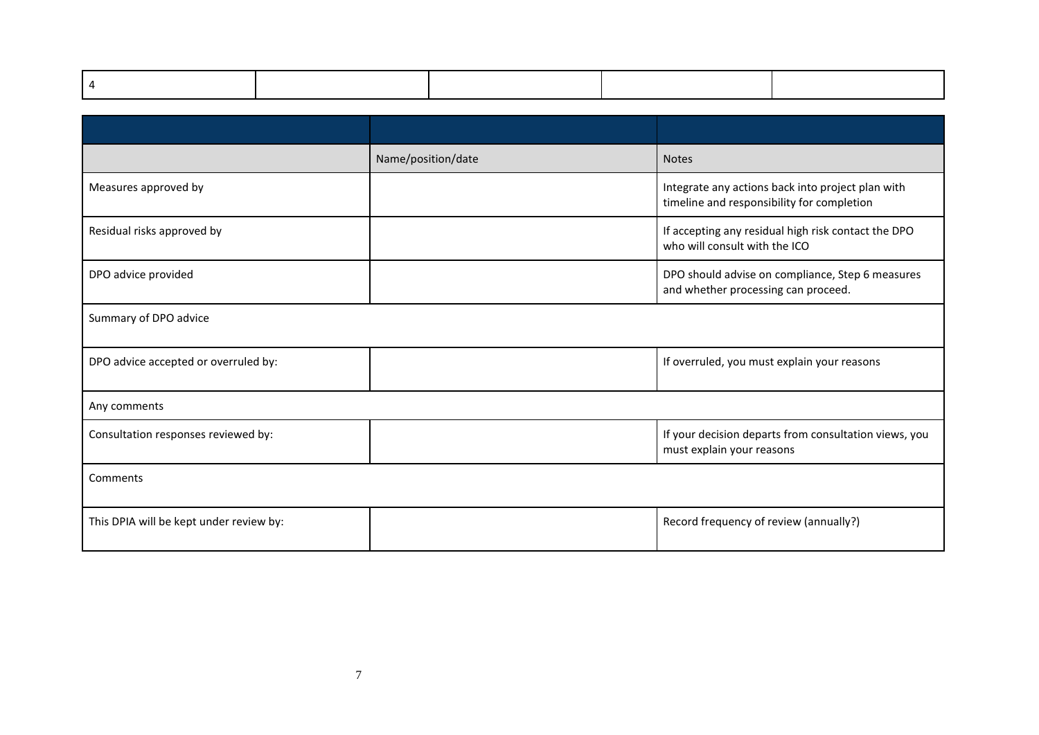| | | | | |
|---|---|---|---|---|
| 4 | | | | |

| | | |
|---|---|---|
| | Name/position/date | Notes |
| Measures approved by | | Integrate any actions back into project plan with timeline and responsibility for completion |
| Residual risks approved by | | If accepting any residual high risk contact the DPO who will consult with the ICO |
| DPO advice provided | | DPO should advise on compliance, Step 6 measures and whether processing can proceed. |
| Summary of DPO advice | | |
| DPO advice accepted or overruled by: | | If overruled, you must explain your reasons |
| Any comments | | |
| Consultation responses reviewed by: | | If your decision departs from consultation views, you must explain your reasons |
| Comments | | |
| This DPIA will be kept under review by: | | Record frequency of review (annually?) |